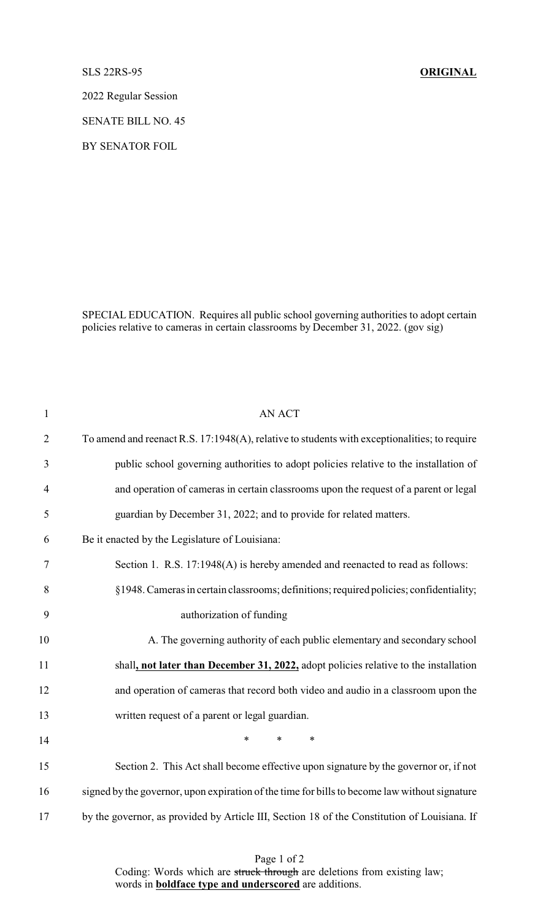SLS 22RS-95 **ORIGINAL**

2022 Regular Session

SENATE BILL NO. 45

BY SENATOR FOIL

SPECIAL EDUCATION. Requires all public school governing authorities to adopt certain policies relative to cameras in certain classrooms by December 31, 2022. (gov sig)

AN ACT

To amend and reenact R.S. 17:1948(A), relative to students with exceptionalities; to require public school governing authorities to adopt policies relative to the installation of and operation of cameras in certain classrooms upon the request of a parent or legal guardian by December 31, 2022; and to provide for related matters.

Be it enacted by the Legislature of Louisiana:

Section 1. R.S. 17:1948(A) is hereby amended and reenacted to read as follows:

§1948. Cameras in certain classrooms; definitions; required policies; confidentiality; authorization of funding

A. The governing authority of each public elementary and secondary school shall**, not later than December 31, 2022,** adopt policies relative to the installation and operation of cameras that record both video and audio in a classroom upon the written request of a parent or legal guardian.

\* \* \*

Section 2. This Act shall become effective upon signature by the governor or, if not signed by the governor, upon expiration of the time for bills to become law without signature by the governor, as provided by Article III, Section 18 of the Constitution of Louisiana. If

Coding: Words which are ~~struck through~~ are deletions from existing law; words in **boldface type and underscored** are additions.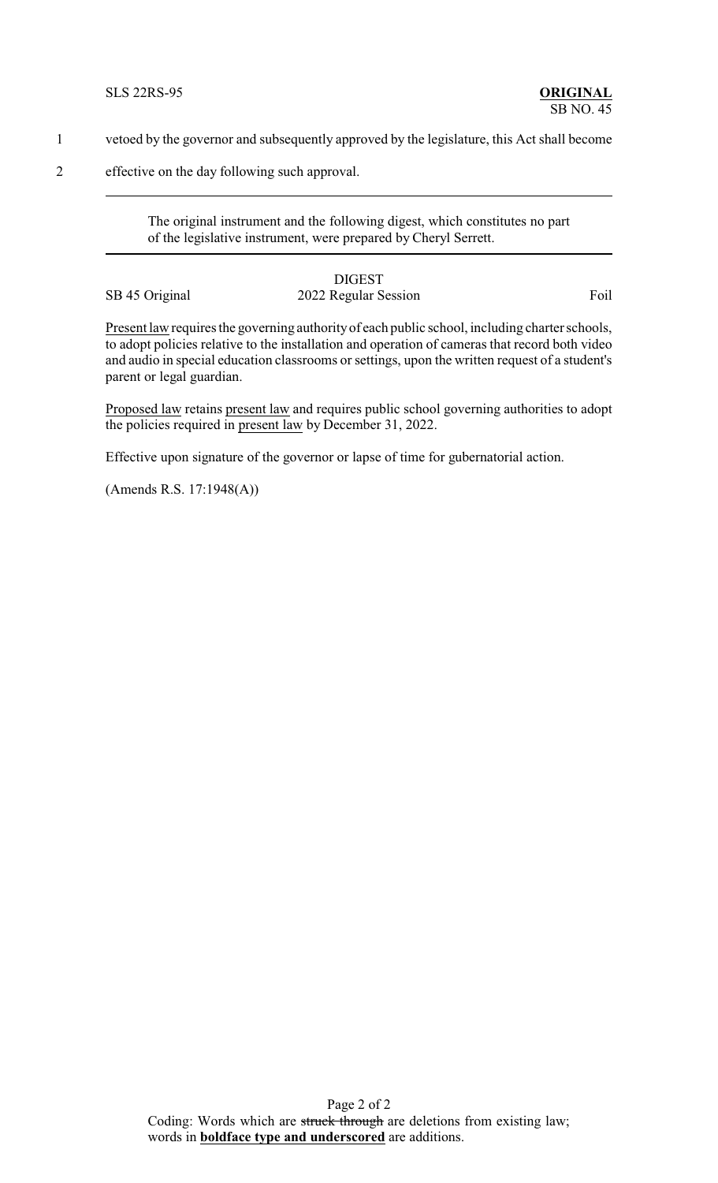vetoed by the governor and subsequently approved by the legislature, this Act shall become effective on the day following such approval.

---

The original instrument and the following digest, which constitutes no part of the legislative instrument, were prepared by Cheryl Serrett.

---

DIGEST

SB 45 Original — 2022 Regular Session — Foil

Present law requires the governing authority of each public school, including charter schools, to adopt policies relative to the installation and operation of cameras that record both video and audio in special education classrooms or settings, upon the written request of a student's parent or legal guardian.

Proposed law retains present law and requires public school governing authorities to adopt the policies required in present law by December 31, 2022.

Effective upon signature of the governor or lapse of time for gubernatorial action.

(Amends R.S. 17:1948(A))

Coding: Words which are ~~struck through~~ are deletions from existing law; words in **boldface type and underscored** are additions.